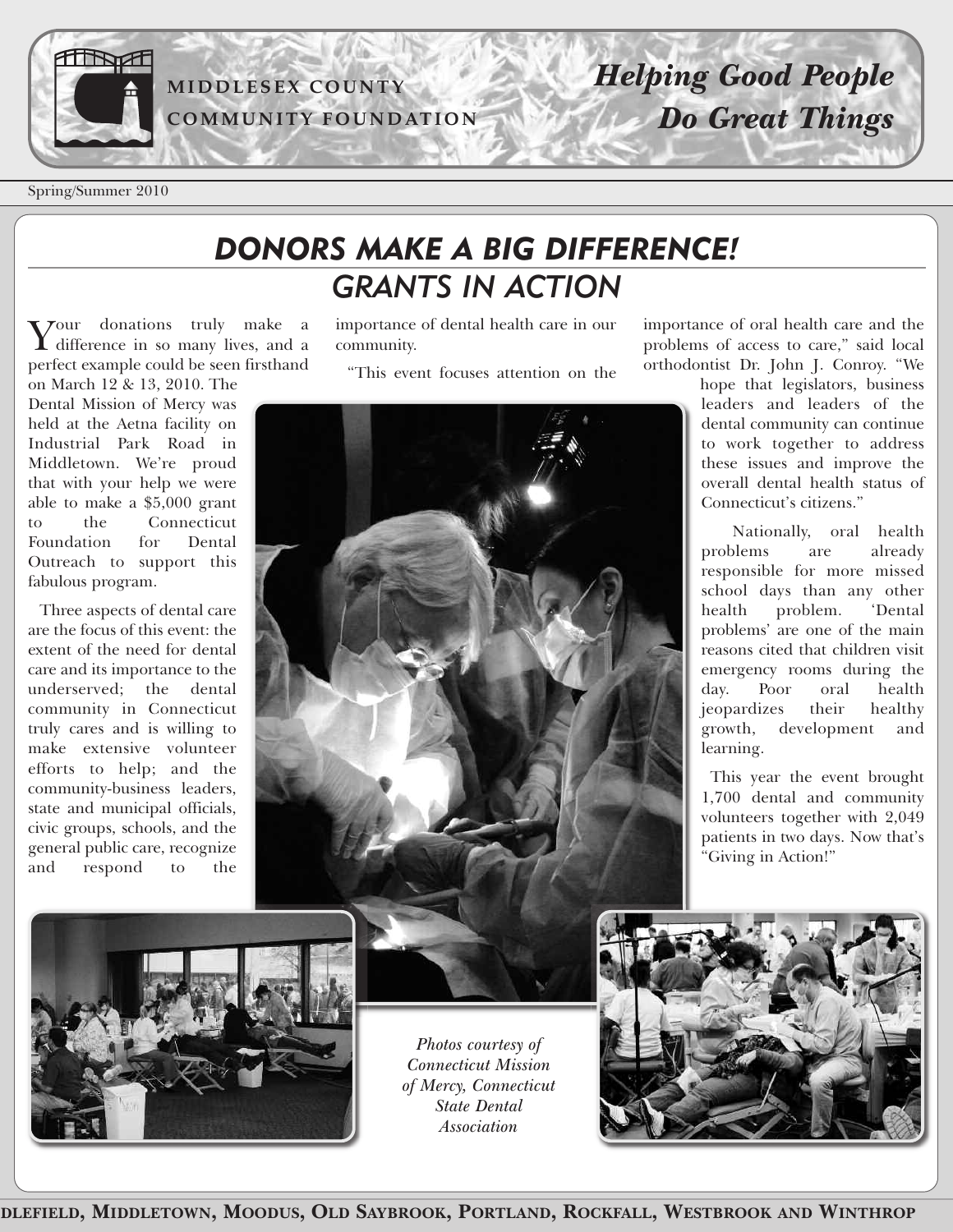MIDDLESEX COUNTY COMMUNITY FOUNDATION

*Helping Good People Do Great Things*

Spring/Summer 2010

# DONORS MAKE A BIG DIFFERENCE!

## GRANTS IN ACTION

Your donations truly make a difference in so many lives, and a perfect example could be seen firsthand on March 12 & 13, 2010. The Dental Mission of Mercy was held at the Aetna facility on Industrial Park Road in Middletown. We're proud that with your help we were able to make a $5,000 grant to the Connecticut Foundation for Dental Outreach to support this fabulous program.

Three aspects of dental care are the focus of this event: the extent of the need for dental care and its importance to the underserved; the dental community in Connecticut truly cares and is willing to make extensive volunteer efforts to help; and the community-business leaders, state and municipal officials, civic groups, schools, and the general public care, recognize and respond to the importance of dental health care in our community.

"This event focuses attention on the importance of oral health care and the problems of access to care," said local orthodontist Dr. John J. Conroy. "We hope that legislators, business leaders and leaders of the dental community can continue to work together to address these issues and improve the overall dental health status of Connecticut's citizens."

Nationally, oral health problems are already responsible for more missed school days than any other health problem. 'Dental problems' are one of the main reasons cited that children visit emergency rooms during the day. Poor oral health jeopardizes their healthy growth, development and learning.

This year the event brought 1,700 dental and community volunteers together with 2,049 patients in two days. Now that's "Giving in Action!"

*Photos courtesy of Connecticut Mission of Mercy, Connecticut State Dental Association*

**dlefield, Middletown, Moodus, Old Saybrook, Portland, Rockfall, Westbrook and Winthrop**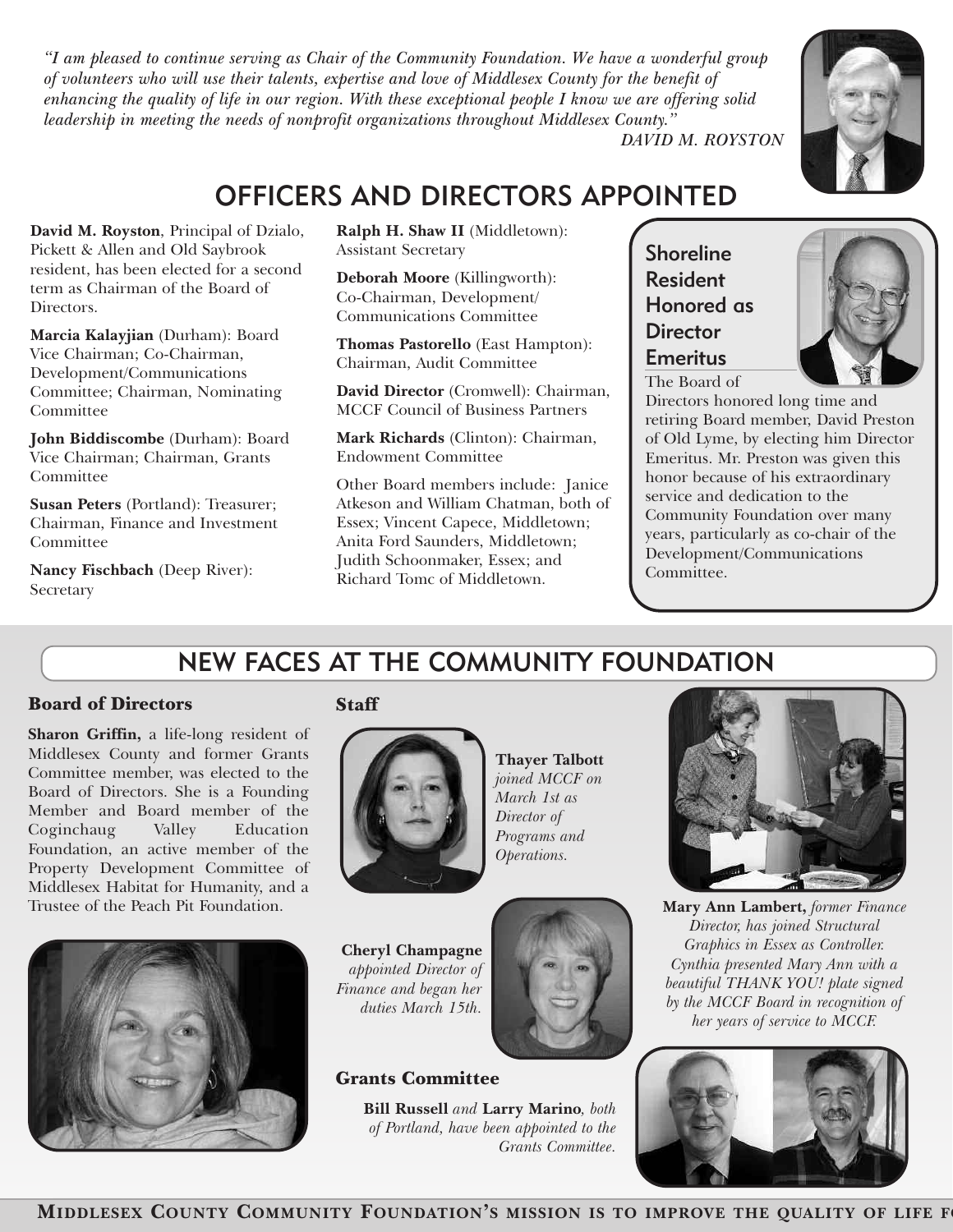*"I am pleased to continue serving as Chair of the Community Foundation. We have a wonderful group of volunteers who will use their talents, expertise and love of Middlesex County for the benefit of enhancing the quality of life in our region. With these exceptional people I know we are offering solid leadership in meeting the needs of nonprofit organizations throughout Middlesex County."*

*DAVID M. ROYSTON*

# OFFICERS AND DIRECTORS APPOINTED

**David M. Royston**, Principal of Dzialo, Pickett & Allen and Old Saybrook resident, has been elected for a second term as Chairman of the Board of Directors.

**Marcia Kalayjian** (Durham): Board Vice Chairman; Co-Chairman, Development/Communications Committee; Chairman, Nominating Committee

**John Biddiscombe** (Durham): Board Vice Chairman; Chairman, Grants Committee

**Susan Peters** (Portland): Treasurer; Chairman, Finance and Investment Committee

**Nancy Fischbach** (Deep River): Secretary

**Ralph H. Shaw II** (Middletown): Assistant Secretary

**Deborah Moore** (Killingworth): Co-Chairman, Development/ Communications Committee

**Thomas Pastorello** (East Hampton): Chairman, Audit Committee

**David Director** (Cromwell): Chairman, MCCF Council of Business Partners

**Mark Richards** (Clinton): Chairman, Endowment Committee

Other Board members include: Janice Atkeson and William Chatman, both of Essex; Vincent Capece, Middletown; Anita Ford Saunders, Middletown; Judith Schoonmaker, Essex; and Richard Tomc of Middletown.

## Shoreline Resident Honored as Director Emeritus

The Board of Directors honored long time and retiring Board member, David Preston of Old Lyme, by electing him Director Emeritus. Mr. Preston was given this honor because of his extraordinary service and dedication to the Community Foundation over many years, particularly as co-chair of the Development/Communications Committee.

# NEW FACES AT THE COMMUNITY FOUNDATION

### Board of Directors

**Sharon Griffin,** a life-long resident of Middlesex County and former Grants Committee member, was elected to the Board of Directors. She is a Founding Member and Board member of the Coginchaug Valley Education Foundation, an active member of the Property Development Committee of Middlesex Habitat for Humanity, and a Trustee of the Peach Pit Foundation.

### Staff

**Thayer Talbott** *joined MCCF on March 1st as Director of Programs and Operations.*

**Cheryl Champagne** *appointed Director of Finance and began her duties March 15th.*

**Mary Ann Lambert,** *former Finance Director, has joined Structural Graphics in Essex as Controller. Cynthia presented Mary Ann with a beautiful THANK YOU! plate signed by the MCCF Board in recognition of her years of service to MCCF.*

### Grants Committee

**Bill Russell** *and* **Larry Marino***, both of Portland, have been appointed to the Grants Committee.*

**MIDDLESEX COUNTY COMMUNITY FOUNDATION'S MISSION IS TO IMPROVE THE QUALITY OF LIFE F**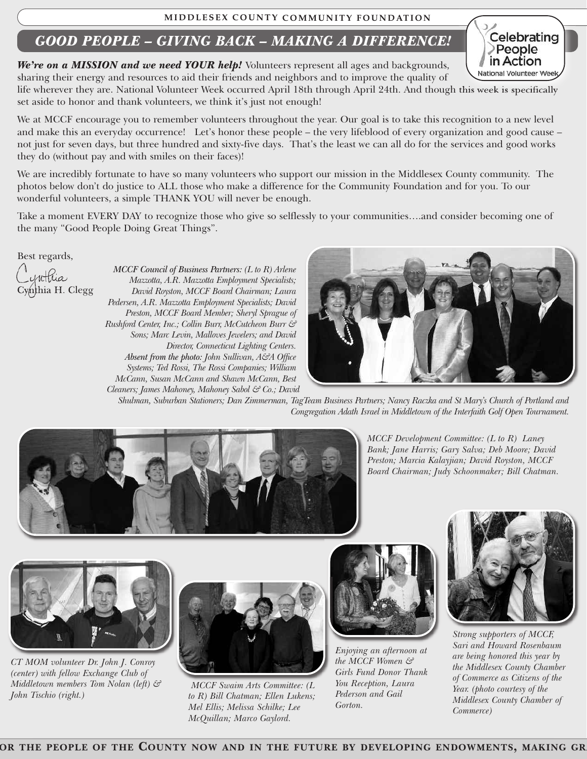MIDDLESEX COUNTY COMMUNITY FOUNDATION

## *GOOD PEOPLE – GIVING BACK – MAKING A DIFFERENCE!*

Celebrating People in Action
National Volunteer Week

***We're on a MISSION and we need YOUR help!*** Volunteers represent all ages and backgrounds, sharing their energy and resources to aid their friends and neighbors and to improve the quality of life wherever they are. National Volunteer Week occurred April 18th through April 24th. And though this week is specifically set aside to honor and thank volunteers, we think it's just not enough!

We at MCCF encourage you to remember volunteers throughout the year. Our goal is to take this recognition to a new level and make this an everyday occurrence! Let's honor these people – the very lifeblood of every organization and good cause – not just for seven days, but three hundred and sixty-five days. That's the least we can all do for the services and good works they do (without pay and with smiles on their faces)!

We are incredibly fortunate to have so many volunteers who support our mission in the Middlesex County community. The photos below don't do justice to ALL those who make a difference for the Community Foundation and for you. To our wonderful volunteers, a simple THANK YOU will never be enough.

Take a moment EVERY DAY to recognize those who give so selflessly to your communities….and consider becoming one of the many "Good People Doing Great Things".

Best regards,

Cynthia

Cynthia H. Clegg

*MCCF Council of Business Partners: (L to R) Arlene Mazzotta, A.R. Mazzotta Employment Specialists; David Royston, MCCF Board Chairman; Laura Pedersen, A.R. Mazzotta Employment Specialists; David Preston, MCCF Board Member; Sheryl Sprague of Rushford Center, Inc.; Collin Burr, McCutcheon Burr & Sons; Marc Levin, Malloves Jewelers; and David Director, Connecticut Lighting Centers.* ***Absent from the photo:*** *John Sullivan, A&A Office Systems; Ted Rossi, The Rossi Companies; William McCann, Susan McCann and Shawn McCann, Best Cleaners; James Mahoney, Mahoney Sabol & Co.; David Shulman, Suburban Stationers; Dan Zimmerman, TagTeam Business Partners; Nancy Raczka and St Mary's Church of Portland and Congregation Adath Israel in Middletown of the Interfaith Golf Open Tournament.*

*MCCF Development Committee: (L to R) Laney Bank; Jane Harris; Gary Salva; Deb Moore; David Preston; Marcia Kalayjian; David Royston, MCCF Board Chairman; Judy Schoonmaker; Bill Chatman.*

*CT MOM volunteer Dr. John J. Conroy (center) with fellow Exchange Club of Middletown members Tom Nolan (left) & John Tischio (right.)*

*MCCF Swaim Arts Committee: (L to R) Bill Chatman; Ellen Lukens; Mel Ellis; Melissa Schilke; Lee McQuillan; Marco Gaylord.*

*Enjoying an afternoon at the MCCF Women & Girls Fund Donor Thank You Reception, Laura Pederson and Gail Gorton.*

*Strong supporters of MCCF, Sari and Howard Rosenbaum are being honored this year by the Middlesex County Chamber of Commerce as Citizens of the Year. (photo courtesy of the Middlesex County Chamber of Commerce)*

OR THE PEOPLE OF THE COUNTY NOW AND IN THE FUTURE BY DEVELOPING ENDOWMENTS, MAKING GR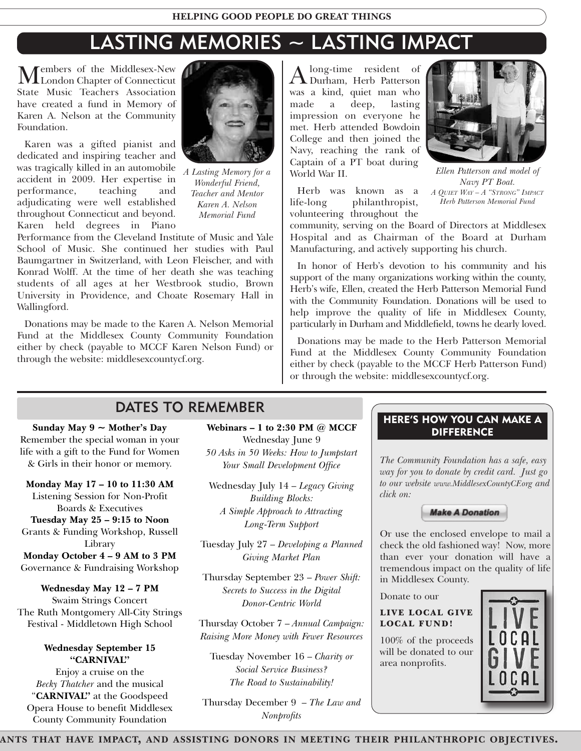# LASTING MEMORIES ~ LASTING IMPACT

Members of the Middlesex-New London Chapter of Connecticut State Music Teachers Association have created a fund in Memory of Karen A. Nelson at the Community Foundation.

*A Lasting Memory for a Wonderful Friend, Teacher and Mentor Karen A. Nelson Memorial Fund*

Karen was a gifted pianist and dedicated and inspiring teacher and was tragically killed in an automobile accident in 2009. Her expertise in performance, teaching and adjudicating were well established throughout Connecticut and beyond. Karen held degrees in Piano Performance from the Cleveland Institute of Music and Yale School of Music. She continued her studies with Paul Baumgartner in Switzerland, with Leon Fleischer, and with Konrad Wolff. At the time of her death she was teaching students of all ages at her Westbrook studio, Brown University in Providence, and Choate Rosemary Hall in Wallingford.

Donations may be made to the Karen A. Nelson Memorial Fund at the Middlesex County Community Foundation either by check (payable to MCCF Karen Nelson Fund) or through the website: middlesexcountycf.org.

A long-time resident of Durham, Herb Patterson was a kind, quiet man who made a deep, lasting impression on everyone he met. Herb attended Bowdoin College and then joined the Navy, reaching the rank of Captain of a PT boat during World War II.

*Ellen Patterson and model of Navy PT Boat.*
*A Quiet Way – A "Strong" Impact Herb Patterson Memorial Fund*

Herb was known as a life-long philanthropist, volunteering throughout the community, serving on the Board of Directors at Middlesex Hospital and as Chairman of the Board at Durham Manufacturing, and actively supporting his church.

In honor of Herb's devotion to his community and his support of the many organizations working within the county, Herb's wife, Ellen, created the Herb Patterson Memorial Fund with the Community Foundation. Donations will be used to help improve the quality of life in Middlesex County, particularly in Durham and Middlefield, towns he dearly loved.

Donations may be made to the Herb Patterson Memorial Fund at the Middlesex County Community Foundation either by check (payable to the MCCF Herb Patterson Fund) or through the website: middlesexcountycf.org.

## DATES TO REMEMBER

**Sunday May 9 ~ Mother's Day**
Remember the special woman in your life with a gift to the Fund for Women & Girls in their honor or memory.

**Monday May 17 – 10 to 11:30 AM**
Listening Session for Non-Profit Boards & Executives
**Tuesday May 25 – 9:15 to Noon**
Grants & Funding Workshop, Russell Library
**Monday October 4 – 9 AM to 3 PM**
Governance & Fundraising Workshop

**Wednesday May 12 – 7 PM**
Swaim Strings Concert
The Ruth Montgomery All-City Strings Festival - Middletown High School

**Wednesday September 15 "CARNIVAL"**
Enjoy a cruise on the *Becky Thatcher* and the musical "**CARNIVAL**" at the Goodspeed Opera House to benefit Middlesex County Community Foundation

**Webinars – 1 to 2:30 PM @ MCCF**
Wednesday June 9
*50 Asks in 50 Weeks: How to Jumpstart Your Small Development Office*

Wednesday July 14 – *Legacy Giving Building Blocks: A Simple Approach to Attracting Long-Term Support*

Tuesday July 27 – *Developing a Planned Giving Market Plan*

Thursday September 23 – *Power Shift: Secrets to Success in the Digital Donor-Centric World*

Thursday October 7 – *Annual Campaign: Raising More Money with Fewer Resources*

Tuesday November 16 – *Charity or Social Service Business? The Road to Sustainability!*

Thursday December 9 – *The Law and Nonprofits*

## HERE'S HOW YOU CAN MAKE A DIFFERENCE

*The Community Foundation has a safe, easy way for you to donate by credit card. Just go to our website www.MiddlesexCountyCF.org and click on:*

**Make A Donation**

Or use the enclosed envelope to mail a check the old fashioned way! Now, more than ever your donation will have a tremendous impact on the quality of life in Middlesex County.

Donate to our

**LIVE LOCAL GIVE LOCAL FUND!**

100% of the proceeds will be donated to our area nonprofits.

LIVE LOCAL GIVE LOCAL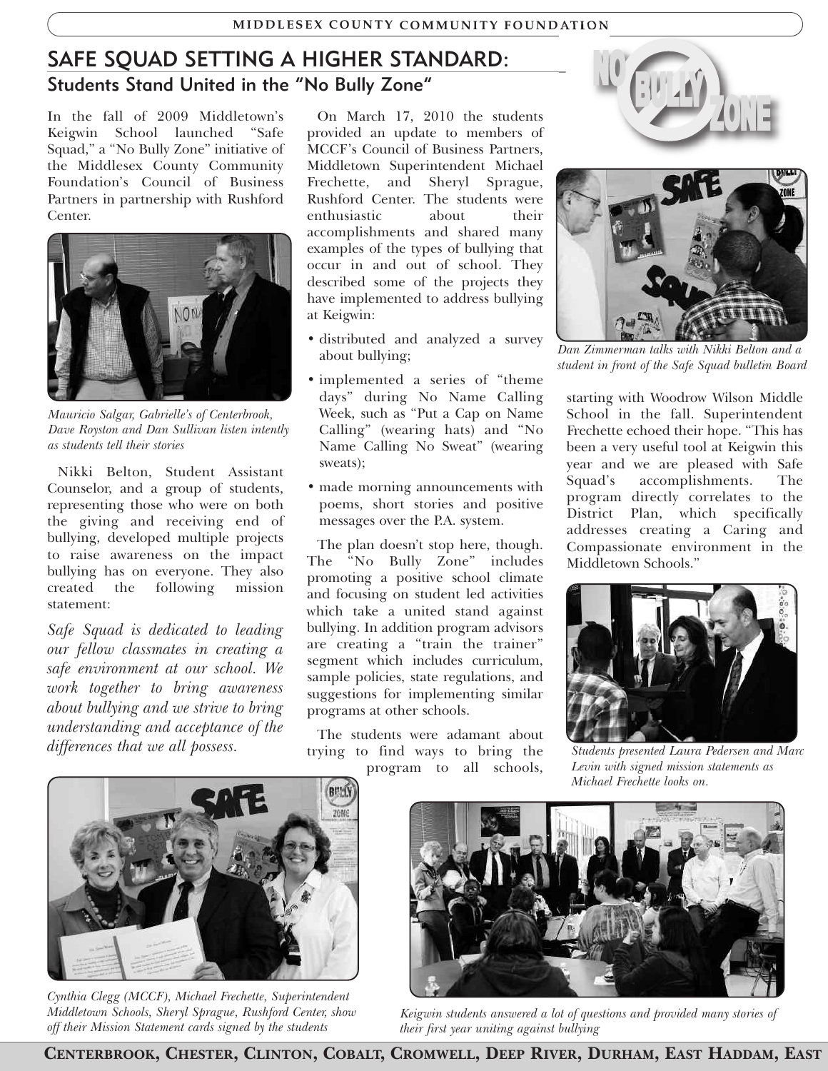# SAFE SQUAD SETTING A HIGHER STANDARD:

## Students Stand United in the "No Bully Zone"

In the fall of 2009 Middletown's Keigwin School launched "Safe Squad," a "No Bully Zone" initiative of the Middlesex County Community Foundation's Council of Business Partners in partnership with Rushford Center.

*Mauricio Salgar, Gabrielle's of Centerbrook, Dave Royston and Dan Sullivan listen intently as students tell their stories*

Nikki Belton, Student Assistant Counselor, and a group of students, representing those who were on both the giving and receiving end of bullying, developed multiple projects to raise awareness on the impact bullying has on everyone. They also created the following mission statement:

*Safe Squad is dedicated to leading our fellow classmates in creating a safe environment at our school. We work together to bring awareness about bullying and we strive to bring understanding and acceptance of the differences that we all possess.*

On March 17, 2010 the students provided an update to members of MCCF's Council of Business Partners, Middletown Superintendent Michael Frechette, and Sheryl Sprague, Rushford Center. The students were enthusiastic about their accomplishments and shared many examples of the types of bullying that occur in and out of school. They described some of the projects they have implemented to address bullying at Keigwin:

- distributed and analyzed a survey about bullying;
- implemented a series of "theme days" during No Name Calling Week, such as "Put a Cap on Name Calling" (wearing hats) and "No Name Calling No Sweat" (wearing sweats);
- made morning announcements with poems, short stories and positive messages over the P.A. system.

The plan doesn't stop here, though. The "No Bully Zone" includes promoting a positive school climate and focusing on student led activities which take a united stand against bullying. In addition program advisors are creating a "train the trainer" segment which includes curriculum, sample policies, state regulations, and suggestions for implementing similar programs at other schools.

The students were adamant about trying to find ways to bring the program to all schools, starting with Woodrow Wilson Middle School in the fall. Superintendent Frechette echoed their hope. "This has been a very useful tool at Keigwin this year and we are pleased with Safe Squad's accomplishments. The program directly correlates to the District Plan, which specifically addresses creating a Caring and Compassionate environment in the Middletown Schools."

*Dan Zimmerman talks with Nikki Belton and a student in front of the Safe Squad bulletin Board*

*Students presented Laura Pedersen and Marc Levin with signed mission statements as Michael Frechette looks on.*

*Cynthia Clegg (MCCF), Michael Frechette, Superintendent Middletown Schools, Sheryl Sprague, Rushford Center, show off their Mission Statement cards signed by the students*

*Keigwin students answered a lot of questions and provided many stories of their first year uniting against bullying*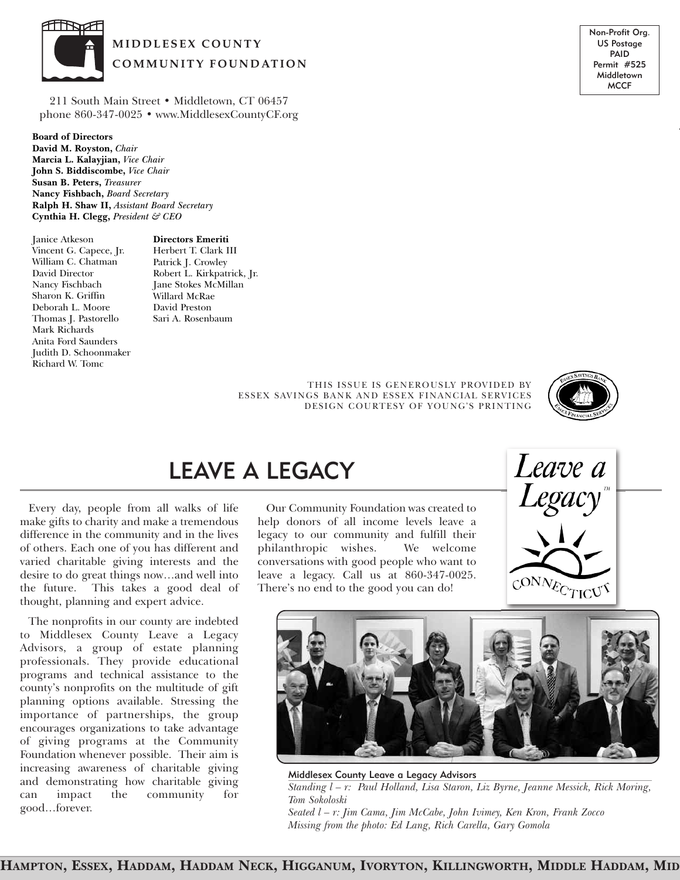**MIDDLESEX COUNTY**
**COMMUNITY FOUNDATION**

211 South Main Street • Middletown, CT 06457
phone 860-347-0025 • www.MiddlesexCountyCF.org

Non-Profit Org.
US Postage
PAID
Permit #525
Middletown
MCCF

**Board of Directors**
**David M. Royston,** *Chair*
**Marcia L. Kalayjian,** *Vice Chair*
**John S. Biddiscombe,** *Vice Chair*
**Susan B. Peters,** *Treasurer*
**Nancy Fishbach,** *Board Secretary*
**Ralph H. Shaw II,** *Assistant Board Secretary*
**Cynthia H. Clegg,** *President & CEO*

Janice Atkeson
Vincent G. Capece, Jr.
William C. Chatman
David Director
Nancy Fischbach
Sharon K. Griffin
Deborah L. Moore
Thomas J. Pastorello
Mark Richards
Anita Ford Saunders
Judith D. Schoonmaker
Richard W. Tomc

**Directors Emeriti**
Herbert T. Clark III
Patrick J. Crowley
Robert L. Kirkpatrick, Jr.
Jane Stokes McMillan
Willard McRae
David Preston
Sari A. Rosenbaum

THIS ISSUE IS GENEROUSLY PROVIDED BY
ESSEX SAVINGS BANK AND ESSEX FINANCIAL SERVICES
DESIGN COURTESY OF YOUNG'S PRINTING

# LEAVE A LEGACY

Every day, people from all walks of life make gifts to charity and make a tremendous difference in the community and in the lives of others. Each one of you has different and varied charitable giving interests and the desire to do great things now…and well into the future. This takes a good deal of thought, planning and expert advice.

The nonprofits in our county are indebted to Middlesex County Leave a Legacy Advisors, a group of estate planning professionals. They provide educational programs and technical assistance to the county's nonprofits on the multitude of gift planning options available. Stressing the importance of partnerships, the group encourages organizations to take advantage of giving programs at the Community Foundation whenever possible. Their aim is increasing awareness of charitable giving and demonstrating how charitable giving can impact the community for good…forever.

Our Community Foundation was created to help donors of all income levels leave a legacy to our community and fulfill their philanthropic wishes. We welcome conversations with good people who want to leave a legacy. Call us at 860-347-0025. There's no end to the good you can do!

*Leave a Legacy*™
CONNECTICUT

Middlesex County Leave a Legacy Advisors
*Standing l – r: Paul Holland, Lisa Staron, Liz Byrne, Jeanne Messick, Rick Moring, Tom Sokoloski*
*Seated l – r: Jim Cama, Jim McCabe, John Ivimey, Ken Kron, Frank Zocco*
*Missing from the photo: Ed Lang, Rich Carella, Gary Gomola*

HAMPTON, ESSEX, HADDAM, HADDAM NECK, HIGGANUM, IVORYTON, KILLINGWORTH, MIDDLE HADDAM, MID